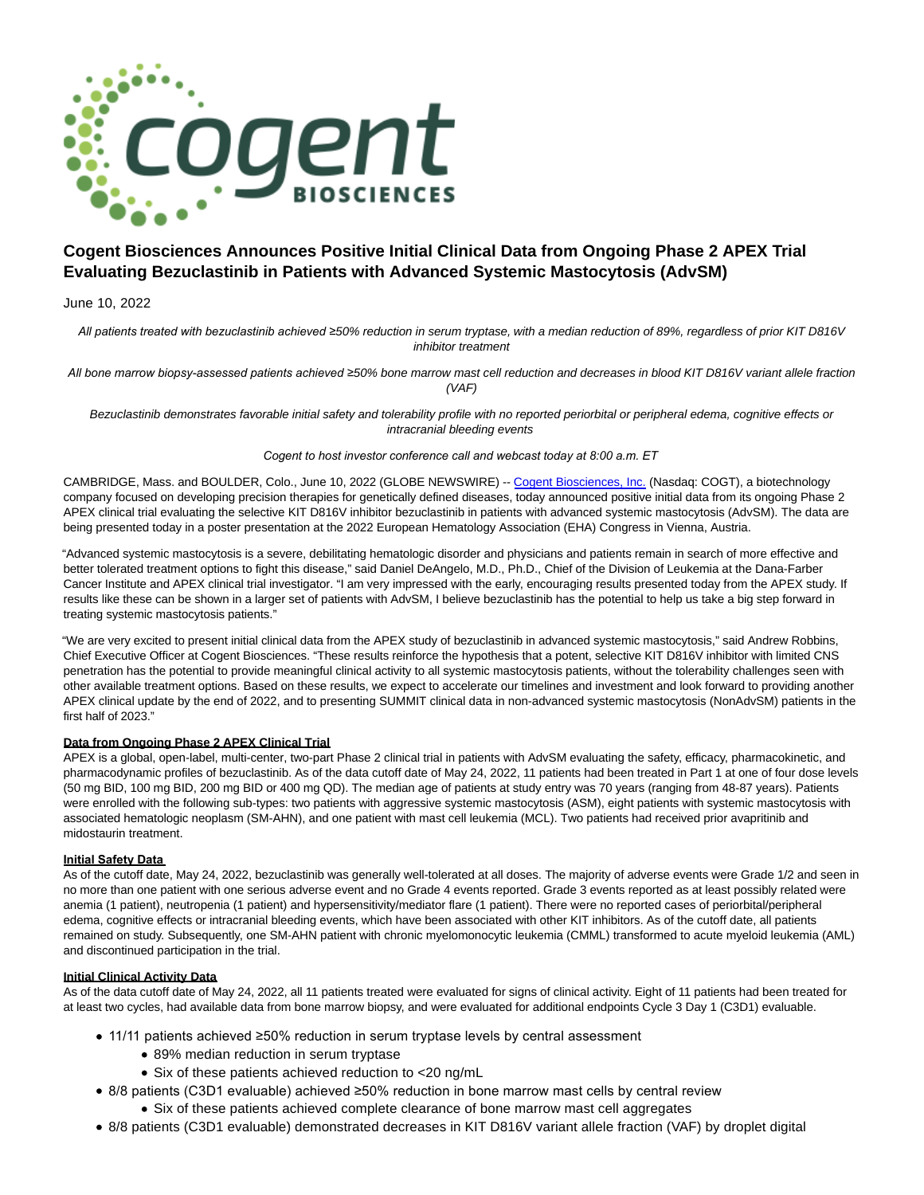# Cogent Biosciences Announces Positive Initial Clinical Data from Ongoing Phase 2 APEX Trial Evaluating Bezuclastinib in Patients with Advanced Systemic Mastocytosis (AdvSM)

June 10, 2022

*All patients treated with bezuclastinib achieved ≥50% reduction in serum tryptase, with a median reduction of 89%, regardless of prior KIT D816V inhibitor treatment*

*All bone marrow biopsy-assessed patients achieved ≥50% bone marrow mast cell reduction and decreases in blood KIT D816V variant allele fraction (VAF)*

*Bezuclastinib demonstrates favorable initial safety and tolerability profile with no reported periorbital or peripheral edema, cognitive effects or intracranial bleeding events*

*Cogent to host investor conference call and webcast today at 8:00 a.m. ET*

CAMBRIDGE, Mass. and BOULDER, Colo., June 10, 2022 (GLOBE NEWSWIRE) -- Cogent Biosciences, Inc. (Nasdaq: COGT), a biotechnology company focused on developing precision therapies for genetically defined diseases, today announced positive initial data from its ongoing Phase 2 APEX clinical trial evaluating the selective KIT D816V inhibitor bezuclastinib in patients with advanced systemic mastocytosis (AdvSM). The data are being presented today in a poster presentation at the 2022 European Hematology Association (EHA) Congress in Vienna, Austria.

"Advanced systemic mastocytosis is a severe, debilitating hematologic disorder and physicians and patients remain in search of more effective and better tolerated treatment options to fight this disease," said Daniel DeAngelo, M.D., Ph.D., Chief of the Division of Leukemia at the Dana-Farber Cancer Institute and APEX clinical trial investigator. "I am very impressed with the early, encouraging results presented today from the APEX study. If results like these can be shown in a larger set of patients with AdvSM, I believe bezuclastinib has the potential to help us take a big step forward in treating systemic mastocytosis patients."

"We are very excited to present initial clinical data from the APEX study of bezuclastinib in advanced systemic mastocytosis," said Andrew Robbins, Chief Executive Officer at Cogent Biosciences. "These results reinforce the hypothesis that a potent, selective KIT D816V inhibitor with limited CNS penetration has the potential to provide meaningful clinical activity to all systemic mastocytosis patients, without the tolerability challenges seen with other available treatment options. Based on these results, we expect to accelerate our timelines and investment and look forward to providing another APEX clinical update by the end of 2022, and to presenting SUMMIT clinical data in non-advanced systemic mastocytosis (NonAdvSM) patients in the first half of 2023."

**Data from Ongoing Phase 2 APEX Clinical Trial**

APEX is a global, open-label, multi-center, two-part Phase 2 clinical trial in patients with AdvSM evaluating the safety, efficacy, pharmacokinetic, and pharmacodynamic profiles of bezuclastinib. As of the data cutoff date of May 24, 2022, 11 patients had been treated in Part 1 at one of four dose levels (50 mg BID, 100 mg BID, 200 mg BID or 400 mg QD). The median age of patients at study entry was 70 years (ranging from 48-87 years). Patients were enrolled with the following sub-types: two patients with aggressive systemic mastocytosis (ASM), eight patients with systemic mastocytosis with associated hematologic neoplasm (SM-AHN), and one patient with mast cell leukemia (MCL). Two patients had received prior avapritinib and midostaurin treatment.

**Initial Safety Data**

As of the cutoff date, May 24, 2022, bezuclastinib was generally well-tolerated at all doses. The majority of adverse events were Grade 1/2 and seen in no more than one patient with one serious adverse event and no Grade 4 events reported. Grade 3 events reported as at least possibly related were anemia (1 patient), neutropenia (1 patient) and hypersensitivity/mediator flare (1 patient). There were no reported cases of periorbital/peripheral edema, cognitive effects or intracranial bleeding events, which have been associated with other KIT inhibitors. As of the cutoff date, all patients remained on study. Subsequently, one SM-AHN patient with chronic myelomonocytic leukemia (CMML) transformed to acute myeloid leukemia (AML) and discontinued participation in the trial.

**Initial Clinical Activity Data**

As of the data cutoff date of May 24, 2022, all 11 patients treated were evaluated for signs of clinical activity. Eight of 11 patients had been treated for at least two cycles, had available data from bone marrow biopsy, and were evaluated for additional endpoints Cycle 3 Day 1 (C3D1) evaluable.

- 11/11 patients achieved ≥50% reduction in serum tryptase levels by central assessment
  - 89% median reduction in serum tryptase
  - Six of these patients achieved reduction to <20 ng/mL
- 8/8 patients (C3D1 evaluable) achieved ≥50% reduction in bone marrow mast cells by central review
  - Six of these patients achieved complete clearance of bone marrow mast cell aggregates
- 8/8 patients (C3D1 evaluable) demonstrated decreases in KIT D816V variant allele fraction (VAF) by droplet digital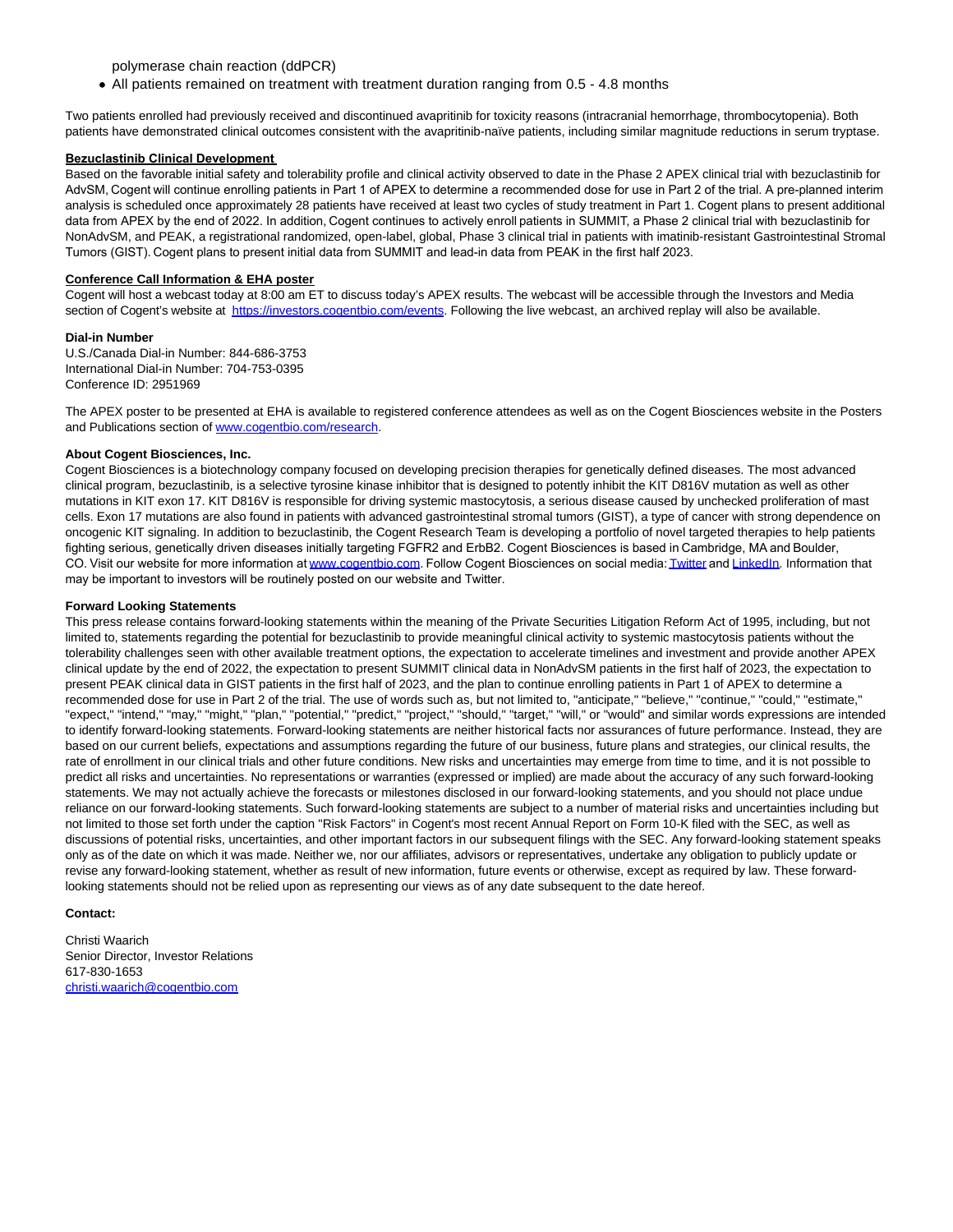polymerase chain reaction (ddPCR)

- All patients remained on treatment with treatment duration ranging from 0.5 - 4.8 months

Two patients enrolled had previously received and discontinued avapritinib for toxicity reasons (intracranial hemorrhage, thrombocytopenia). Both patients have demonstrated clinical outcomes consistent with the avapritinib-naïve patients, including similar magnitude reductions in serum tryptase.

**Bezuclastinib Clinical Development**

Based on the favorable initial safety and tolerability profile and clinical activity observed to date in the Phase 2 APEX clinical trial with bezuclastinib for AdvSM, Cogent will continue enrolling patients in Part 1 of APEX to determine a recommended dose for use in Part 2 of the trial. A pre-planned interim analysis is scheduled once approximately 28 patients have received at least two cycles of study treatment in Part 1. Cogent plans to present additional data from APEX by the end of 2022. In addition, Cogent continues to actively enroll patients in SUMMIT, a Phase 2 clinical trial with bezuclastinib for NonAdvSM, and PEAK, a registrational randomized, open-label, global, Phase 3 clinical trial in patients with imatinib-resistant Gastrointestinal Stromal Tumors (GIST). Cogent plans to present initial data from SUMMIT and lead-in data from PEAK in the first half 2023.

**Conference Call Information & EHA poster**

Cogent will host a webcast today at 8:00 am ET to discuss today's APEX results. The webcast will be accessible through the Investors and Media section of Cogent's website at [https://investors.cogentbio.com/events](https://investors.cogentbio.com/events). Following the live webcast, an archived replay will also be available.

**Dial-in Number**

U.S./Canada Dial-in Number: 844-686-3753
International Dial-in Number: 704-753-0395
Conference ID: 2951969

The APEX poster to be presented at EHA is available to registered conference attendees as well as on the Cogent Biosciences website in the Posters and Publications section of [www.cogentbio.com/research](www.cogentbio.com/research).

**About Cogent Biosciences, Inc.**

Cogent Biosciences is a biotechnology company focused on developing precision therapies for genetically defined diseases. The most advanced clinical program, bezuclastinib, is a selective tyrosine kinase inhibitor that is designed to potently inhibit the KIT D816V mutation as well as other mutations in KIT exon 17. KIT D816V is responsible for driving systemic mastocytosis, a serious disease caused by unchecked proliferation of mast cells. Exon 17 mutations are also found in patients with advanced gastrointestinal stromal tumors (GIST), a type of cancer with strong dependence on oncogenic KIT signaling. In addition to bezuclastinib, the Cogent Research Team is developing a portfolio of novel targeted therapies to help patients fighting serious, genetically driven diseases initially targeting FGFR2 and ErbB2. Cogent Biosciences is based in Cambridge, MA and Boulder, CO. Visit our website for more information at [www.cogentbio.com](www.cogentbio.com). Follow Cogent Biosciences on social media: Twitter and LinkedIn. Information that may be important to investors will be routinely posted on our website and Twitter.

**Forward Looking Statements**

This press release contains forward-looking statements within the meaning of the Private Securities Litigation Reform Act of 1995, including, but not limited to, statements regarding the potential for bezuclastinib to provide meaningful clinical activity to systemic mastocytosis patients without the tolerability challenges seen with other available treatment options, the expectation to accelerate timelines and investment and provide another APEX clinical update by the end of 2022, the expectation to present SUMMIT clinical data in NonAdvSM patients in the first half of 2023, the expectation to present PEAK clinical data in GIST patients in the first half of 2023, and the plan to continue enrolling patients in Part 1 of APEX to determine a recommended dose for use in Part 2 of the trial. The use of words such as, but not limited to, "anticipate," "believe," "continue," "could," "estimate," "expect," "intend," "may," "might," "plan," "potential," "predict," "project," "should," "target," "will," or "would" and similar words expressions are intended to identify forward-looking statements. Forward-looking statements are neither historical facts nor assurances of future performance. Instead, they are based on our current beliefs, expectations and assumptions regarding the future of our business, future plans and strategies, our clinical results, the rate of enrollment in our clinical trials and other future conditions. New risks and uncertainties may emerge from time to time, and it is not possible to predict all risks and uncertainties. No representations or warranties (expressed or implied) are made about the accuracy of any such forward-looking statements. We may not actually achieve the forecasts or milestones disclosed in our forward-looking statements, and you should not place undue reliance on our forward-looking statements. Such forward-looking statements are subject to a number of material risks and uncertainties including but not limited to those set forth under the caption "Risk Factors" in Cogent's most recent Annual Report on Form 10-K filed with the SEC, as well as discussions of potential risks, uncertainties, and other important factors in our subsequent filings with the SEC. Any forward-looking statement speaks only as of the date on which it was made. Neither we, nor our affiliates, advisors or representatives, undertake any obligation to publicly update or revise any forward-looking statement, whether as result of new information, future events or otherwise, except as required by law. These forward-looking statements should not be relied upon as representing our views as of any date subsequent to the date hereof.

**Contact:**

Christi Waarich
Senior Director, Investor Relations
617-830-1653
[christi.waarich@cogentbio.com](mailto:christi.waarich@cogentbio.com)